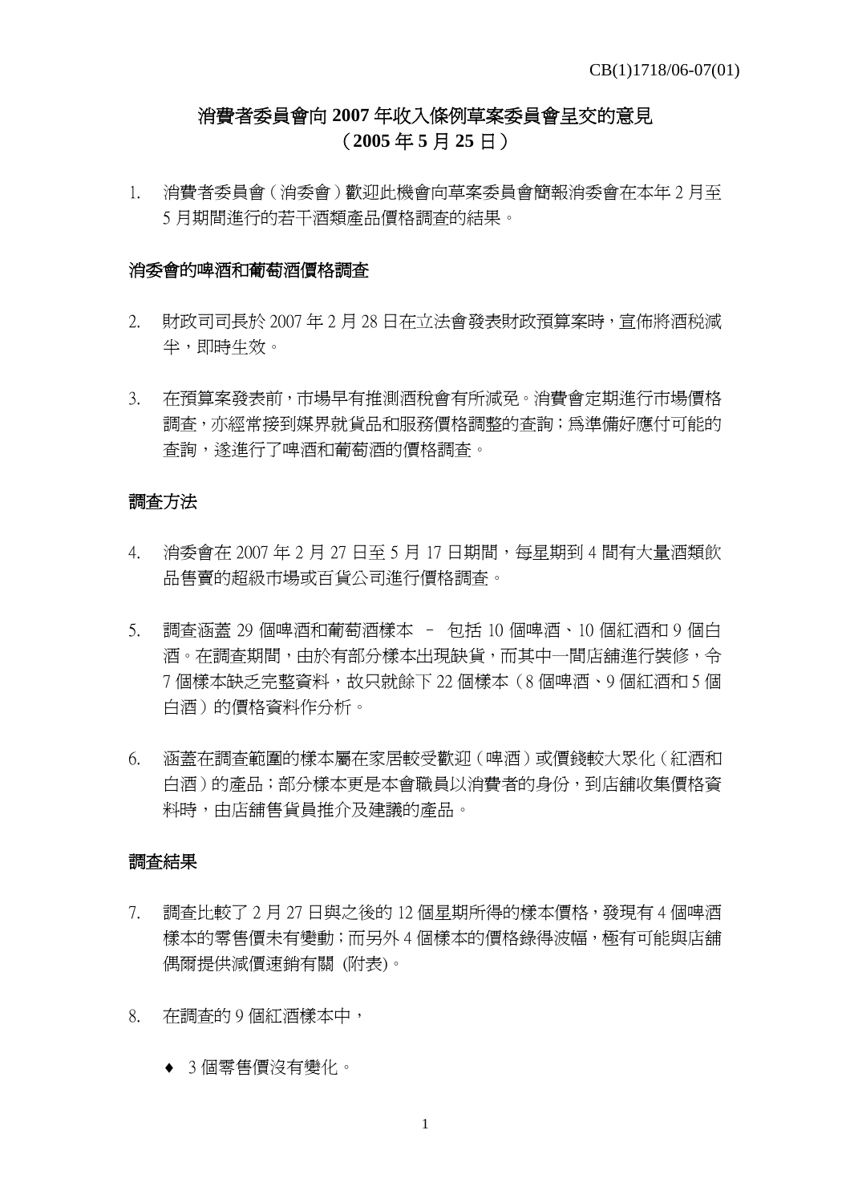CB(1)1718/06-07(01)

# 消費者委員會向 2007 年收入條例草案委員會呈交的意見
# （2005 年 5 月 25 日）

1. 消費者委員會（消委會）歡迎此機會向草案委員會簡報消委會在本年 2 月至 5 月期間進行的若干酒類產品價格調查的結果。

## 消委會的啤酒和葡萄酒價格調查

2. 財政司司長於 2007 年 2 月 28 日在立法會發表財政預算案時，宣佈將酒稅減半，即時生效。

3. 在預算案發表前，市場早有推測酒稅會有所減免。消費會定期進行市場價格調查，亦經常接到媒界就貨品和服務價格調整的查詢；為準備好應付可能的查詢，遂進行了啤酒和葡萄酒的價格調查。

## 調查方法

4. 消委會在 2007 年 2 月 27 日至 5 月 17 日期間，每星期到 4 間有大量酒類飲品售賣的超級市場或百貨公司進行價格調查。

5. 調查涵蓋 29 個啤酒和葡萄酒樣本 – 包括 10 個啤酒、10 個紅酒和 9 個白酒。在調查期間，由於有部分樣本出現缺貨，而其中一間店舖進行裝修，令 7 個樣本缺乏完整資料，故只就餘下 22 個樣本（8 個啤酒、9 個紅酒和 5 個白酒）的價格資料作分析。

6. 涵蓋在調查範圍的樣本屬在家居較受歡迎（啤酒）或價錢較大眾化（紅酒和白酒）的產品；部分樣本更是本會職員以消費者的身份，到店舖收集價格資料時，由店舖售貨員推介及建議的產品。

## 調查結果

7. 調查比較了 2 月 27 日與之後的 12 個星期所得的樣本價格，發現有 4 個啤酒樣本的零售價未有變動；而另外 4 個樣本的價格錄得波幅，極有可能與店舖偶爾提供減價速銷有關 (附表)。

8. 在調查的 9 個紅酒樣本中，

   - 3 個零售價沒有變化。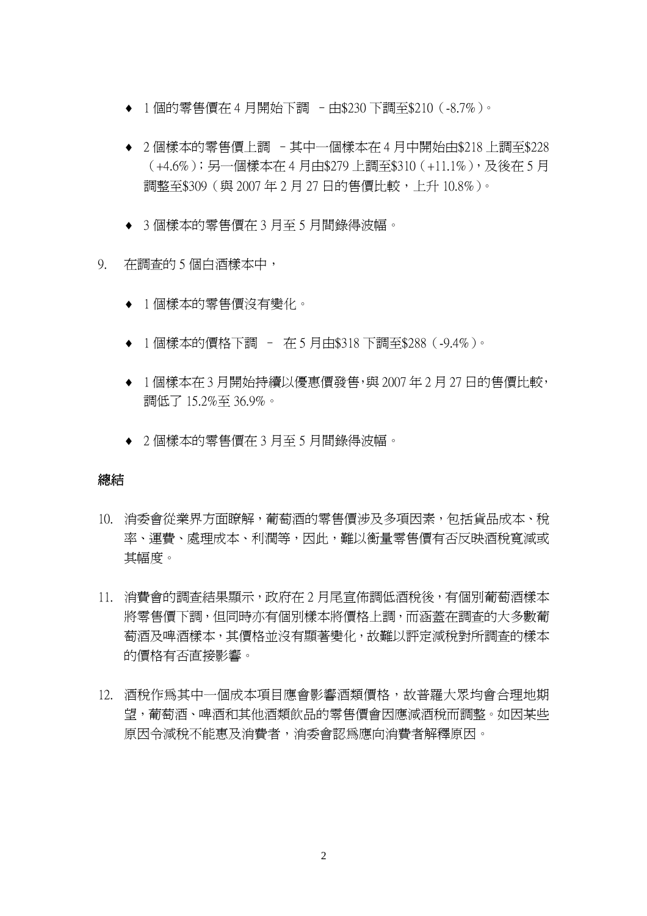- 1 個的零售價在 4 月開始下調 – 由$230 下調至$210（-8.7%）。

- 2 個樣本的零售價上調 – 其中一個樣本在 4 月中開始由$218 上調至$228（+4.6%）；另一個樣本在 4 月由$279 上調至$310（+11.1%），及後在 5 月調整至$309（與 2007 年 2 月 27 日的售價比較，上升 10.8%）。

- 3 個樣本的零售價在 3 月至 5 月間錄得波幅。

9. 在調查的 5 個白酒樣本中，

- 1 個樣本的零售價沒有變化。

- 1 個樣本的價格下調 – 在 5 月由$318 下調至$288（-9.4%）。

- 1 個樣本在 3 月開始持續以優惠價發售，與 2007 年 2 月 27 日的售價比較，調低了 15.2%至 36.9%。

- 2 個樣本的零售價在 3 月至 5 月間錄得波幅。

## 總結

10. 消委會從業界方面瞭解，葡萄酒的零售價涉及多項因素，包括貨品成本、稅率、運費、處理成本、利潤等，因此，難以衡量零售價有否反映酒稅寬減或其幅度。

11. 消費會的調查結果顯示，政府在 2 月尾宣佈調低酒稅後，有個別葡萄酒樣本將零售價下調，但同時亦有個別樣本將價格上調，而涵蓋在調查的大多數葡萄酒及啤酒樣本，其價格並沒有顯著變化，故難以評定減稅對所調查的樣本的價格有否直接影響。

12. 酒稅作爲其中一個成本項目應會影響酒類價格，故普羅大眾均會合理地期望，葡萄酒、啤酒和其他酒類飲品的零售價會因應減酒稅而調整。如因某些原因令減稅不能惠及消費者，消委會認爲應向消費者解釋原因。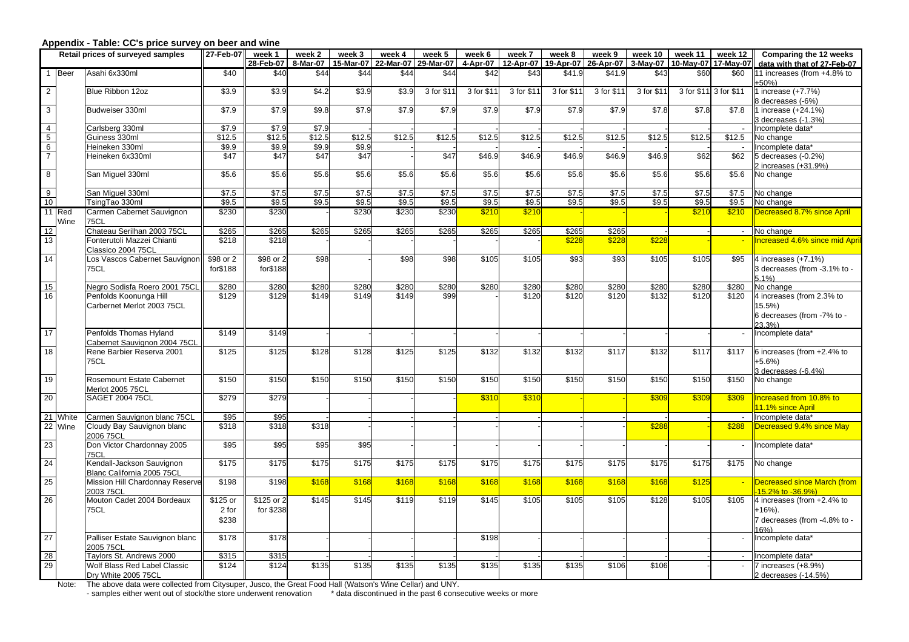## Appendix - Table: CC's price survey on beer and wine

| Retail prices of surveyed samples | | | 27-Feb-07 | week 1 28-Feb-07 | week 2 8-Mar-07 | week 3 15-Mar-07 | week 4 22-Mar-07 | week 5 29-Mar-07 | week 6 4-Apr-07 | week 7 12-Apr-07 | week 8 19-Apr-07 | week 9 26-Apr-07 | week 10 3-May-07 | week 11 10-May-07 | week 12 17-May-07 | Comparing the 12 weeks data with that of 27-Feb-07 |
|---|---|---|---|---|---|---|---|---|---|---|---|---|---|---|---|---|
| 1 | Beer | Asahi 6x330ml | $40 | $40 | $44 | $44 | $44 | $44 | $42 | $43 | $41.9 | $41.9 | $43 | $60 | $60 | 11 increases (from +4.8% to +50%) |
| 2 | | Blue Ribbon 12oz | $3.9 | $3.9 | $4.2 | $3.9 | $3.9 | 3 for $11 | 3 for $11 | 3 for $11 | 3 for $11 | 3 for $11 | 3 for $11 | 3 for $11 | 3 for $11 | 1 increase (+7.7%) 8 decreases (-6%) |
| 3 | | Budweiser 330ml | $7.9 | $7.9 | $9.8 | $7.9 | $7.9 | $7.9 | $7.9 | $7.9 | $7.9 | $7.9 | $7.8 | $7.8 | $7.8 | 1 increase (+24.1%) 3 decreases (-1.3%) |
| 4 | | Carlsberg 330ml | $7.9 | $7.9 | $7.9 | - | - | - | - | - | - | - | - | - | - | Incomplete data* |
| 5 | | Guiness 330ml | $12.5 | $12.5 | $12.5 | $12.5 | $12.5 | $12.5 | $12.5 | $12.5 | $12.5 | $12.5 | $12.5 | $12.5 | $12.5 | No change |
| 6 | | Heineken 330ml | $9.9 | $9.9 | $9.9 | $9.9 | - | - | - | - | - | - | - | - | - | Incomplete data* |
| 7 | | Heineken 6x330ml | $47 | $47 | $47 | $47 | - | $47 | $46.9 | $46.9 | $46.9 | $46.9 | $46.9 | $62 | $62 | 5 decreases (-0.2%) 2 increases (+31.9%) |
| 8 | | San Miguel 330ml | $5.6 | $5.6 | $5.6 | $5.6 | $5.6 | $5.6 | $5.6 | $5.6 | $5.6 | $5.6 | $5.6 | $5.6 | $5.6 | No change |
| 9 | | San Miguel 330ml | $7.5 | $7.5 | $7.5 | $7.5 | $7.5 | $7.5 | $7.5 | $7.5 | $7.5 | $7.5 | $7.5 | $7.5 | $7.5 | No change |
| 10 | | TsingTao 330ml | $9.5 | $9.5 | $9.5 | $9.5 | $9.5 | $9.5 | $9.5 | $9.5 | $9.5 | $9.5 | $9.5 | $9.5 | $9.5 | No change |
| 11 | Red Wine | Carmen Cabernet Sauvignon 75CL | $230 | $230 | - | $230 | $230 | $230 | $210 | $210 | - | - | - | $210 | $210 | Decreased 8.7% since April |
| 12 | | Chateau Serilhan 2003 75CL | $265 | $265 | $265 | $265 | $265 | $265 | $265 | $265 | $265 | $265 | - | - | - | No change |
| 13 | | Fonterutoli Mazzei Chianti Classico 2004 75CL | $218 | $218 | - | - | - | - | - | - | $228 | $228 | $228 | - | - | Increased 4.6% since mid April |
| 14 | | Los Vascos Cabernet Sauvignon 75CL | $98 or 2 for$188 | $98 or 2 for$188 | $98 | - | $98 | $98 | $105 | $105 | $93 | $93 | $105 | $105 | $95 | 4 increases (+7.1%) 3 decreases (from -3.1% to -5.1%) |
| 15 | | Negro Sodisfa Roero 2001 75CL | $280 | $280 | $280 | $280 | $280 | $280 | $280 | $280 | $280 | $280 | $280 | $280 | $280 | No change |
| 16 | | Penfolds Koonunga Hill Carbernet Merlot 2003 75CL | $129 | $129 | $149 | $149 | $149 | $99 | - | $120 | $120 | $120 | $132 | $120 | $120 | 4 increases (from 2.3% to 15.5%) 6 decreases (from -7% to -23.3%) |
| 17 | | Penfolds Thomas Hyland Cabernet Sauvignon 2004 75CL | $149 | $149 | - | - | - | - | - | - | - | - | - | - | - | Incomplete data* |
| 18 | | Rene Barbier Reserva 2001 75CL | $125 | $125 | $128 | $128 | $125 | $125 | $132 | $132 | $132 | $117 | $132 | $117 | $117 | 6 increases (from +2.4% to +5.6%) 3 decreases (-6.4%) |
| 19 | | Rosemount Estate Cabernet Merlot 2005 75CL | $150 | $150 | $150 | $150 | $150 | $150 | $150 | $150 | $150 | $150 | $150 | $150 | $150 | No change |
| 20 | | SAGET 2004 75CL | $279 | $279 | - | - | - | - | $310 | $310 | - | - | $309 | $309 | $309 | Increased from 10.8% to 11.1% since April |
| 21 | White Wine | Carmen Sauvignon blanc 75CL | $95 | $95 | - | - | - | - | - | - | - | - | - | - | - | Incomplete data* |
| 22 | | Cloudy Bay Sauvignon blanc 2006 75CL | $318 | $318 | $318 | - | - | - | - | - | - | - | $288 | - | $288 | Decreased 9.4% since May |
| 23 | | Don Victor Chardonnay 2005 75CL | $95 | $95 | $95 | $95 | - | - | - | - | - | - | - | - | - | Incomplete data* |
| 24 | | Kendall-Jackson Sauvignon Blanc California 2005 75CL | $175 | $175 | $175 | $175 | $175 | $175 | $175 | $175 | $175 | $175 | $175 | $175 | $175 | No change |
| 25 | | Mission Hill Chardonnay Reserve 2003 75CL | $198 | $198 | $168 | $168 | $168 | $168 | $168 | $168 | $168 | $168 | $168 | $125 | - | Decreased since March (from -15.2% to -36.9%) |
| 26 | | Mouton Cadet 2004 Bordeaux 75CL | $125 or 2 for $238 | $125 or 2 for $238 | $145 | $145 | $119 | $119 | $145 | $105 | $105 | $105 | $128 | $105 | $105 | 4 increases (from +2.4% to +16%). 7 decreases (from -4.8% to -16%) |
| 27 | | Palliser Estate Sauvignon blanc 2005 75CL | $178 | $178 | - | - | - | - | $198 | - | - | - | - | - | - | Incomplete data* |
| 28 | | Taylors St. Andrews 2000 | $315 | $315 | - | - | - | - | - | - | - | - | - | - | - | Incomplete data* |
| 29 | | Wolf Blass Red Label Classic Dry White 2005 75CL | $124 | $124 | $135 | $135 | $135 | $135 | $135 | $135 | $135 | $106 | $106 | - | - | 7 increases (+8.9%) 2 decreases (-14.5%) |

Note: The above data were collected from Citysuper, Jusco, the Great Food Hall (Watson's Wine Cellar) and UNY.
- samples either went out of stock/the store underwent renovation &nbsp;&nbsp;&nbsp; * data discontinued in the past 6 consecutive weeks or more